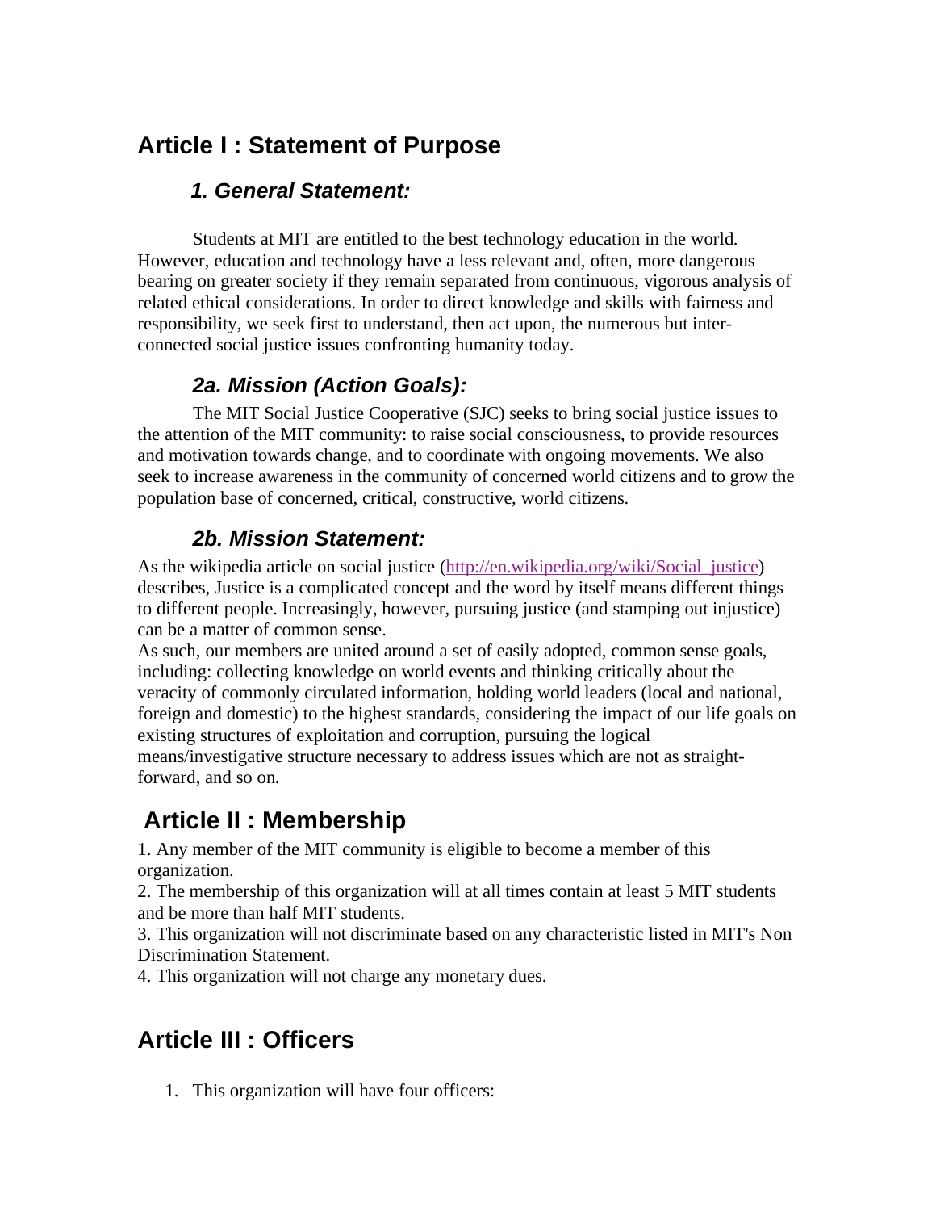## Article I : Statement of Purpose

### *1. General Statement:*

Students at MIT are entitled to the best technology education in the world. However, education and technology have a less relevant and, often, more dangerous bearing on greater society if they remain separated from continuous, vigorous analysis of related ethical considerations. In order to direct knowledge and skills with fairness and responsibility, we seek first to understand, then act upon, the numerous but inter-connected social justice issues confronting humanity today.

### *2a. Mission (Action Goals):*

The MIT Social Justice Cooperative (SJC) seeks to bring social justice issues to the attention of the MIT community: to raise social consciousness, to provide resources and motivation towards change, and to coordinate with ongoing movements. We also seek to increase awareness in the community of concerned world citizens and to grow the population base of concerned, critical, constructive, world citizens.

### *2b. Mission Statement:*

As the wikipedia article on social justice ([http://en.wikipedia.org/wiki/Social_justice](http://en.wikipedia.org/wiki/Social_justice)) describes, Justice is a complicated concept and the word by itself means different things to different people. Increasingly, however, pursuing justice (and stamping out injustice) can be a matter of common sense.

As such, our members are united around a set of easily adopted, common sense goals, including: collecting knowledge on world events and thinking critically about the veracity of commonly circulated information, holding world leaders (local and national, foreign and domestic) to the highest standards, considering the impact of our life goals on existing structures of exploitation and corruption, pursuing the logical means/investigative structure necessary to address issues which are not as straight-forward, and so on.

## Article II : Membership

1. Any member of the MIT community is eligible to become a member of this organization.
2. The membership of this organization will at all times contain at least 5 MIT students and be more than half MIT students.
3. This organization will not discriminate based on any characteristic listed in MIT's Non Discrimination Statement.
4. This organization will not charge any monetary dues.

## Article III : Officers

1. This organization will have four officers: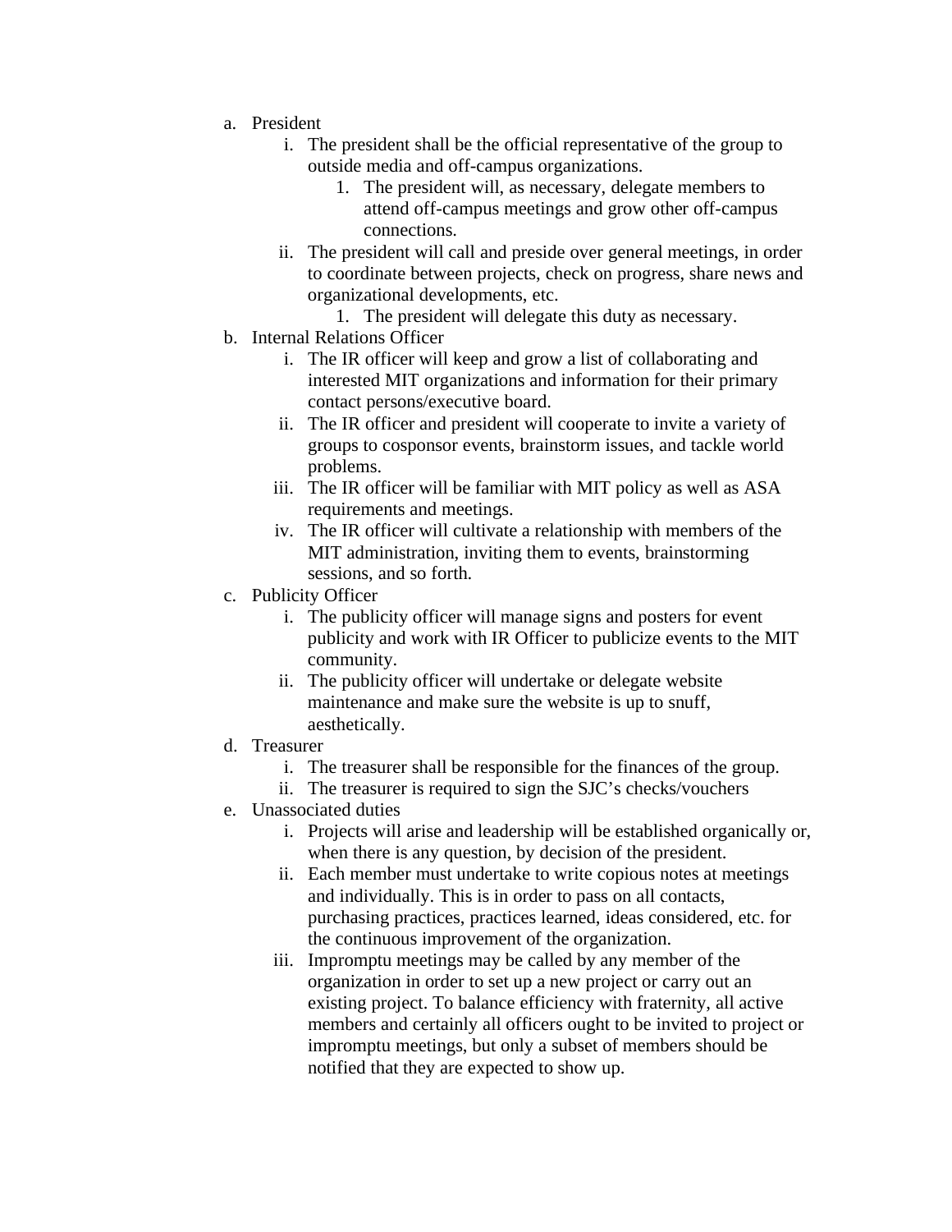a. President
    i. The president shall be the official representative of the group to outside media and off-campus organizations.
        1. The president will, as necessary, delegate members to attend off-campus meetings and grow other off-campus connections.
    ii. The president will call and preside over general meetings, in order to coordinate between projects, check on progress, share news and organizational developments, etc.
        1. The president will delegate this duty as necessary.

b. Internal Relations Officer
    i. The IR officer will keep and grow a list of collaborating and interested MIT organizations and information for their primary contact persons/executive board.
    ii. The IR officer and president will cooperate to invite a variety of groups to cosponsor events, brainstorm issues, and tackle world problems.
    iii. The IR officer will be familiar with MIT policy as well as ASA requirements and meetings.
    iv. The IR officer will cultivate a relationship with members of the MIT administration, inviting them to events, brainstorming sessions, and so forth.

c. Publicity Officer
    i. The publicity officer will manage signs and posters for event publicity and work with IR Officer to publicize events to the MIT community.
    ii. The publicity officer will undertake or delegate website maintenance and make sure the website is up to snuff, aesthetically.

d. Treasurer
    i. The treasurer shall be responsible for the finances of the group.
    ii. The treasurer is required to sign the SJC's checks/vouchers

e. Unassociated duties
    i. Projects will arise and leadership will be established organically or, when there is any question, by decision of the president.
    ii. Each member must undertake to write copious notes at meetings and individually. This is in order to pass on all contacts, purchasing practices, practices learned, ideas considered, etc. for the continuous improvement of the organization.
    iii. Impromptu meetings may be called by any member of the organization in order to set up a new project or carry out an existing project. To balance efficiency with fraternity, all active members and certainly all officers ought to be invited to project or impromptu meetings, but only a subset of members should be notified that they are expected to show up.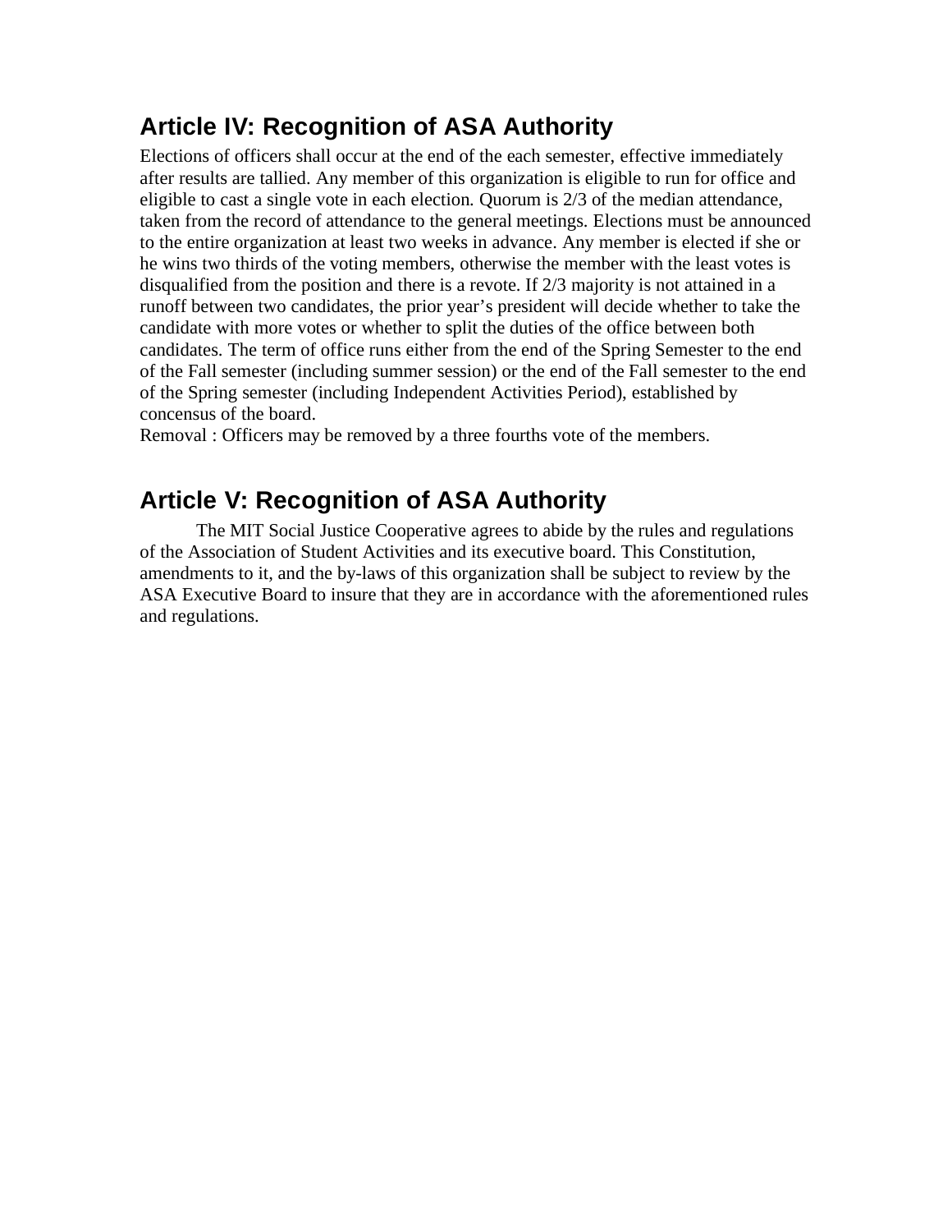## Article IV: Recognition of ASA Authority

Elections of officers shall occur at the end of the each semester, effective immediately after results are tallied. Any member of this organization is eligible to run for office and eligible to cast a single vote in each election. Quorum is 2/3 of the median attendance, taken from the record of attendance to the general meetings. Elections must be announced to the entire organization at least two weeks in advance. Any member is elected if she or he wins two thirds of the voting members, otherwise the member with the least votes is disqualified from the position and there is a revote. If 2/3 majority is not attained in a runoff between two candidates, the prior year's president will decide whether to take the candidate with more votes or whether to split the duties of the office between both candidates. The term of office runs either from the end of the Spring Semester to the end of the Fall semester (including summer session) or the end of the Fall semester to the end of the Spring semester (including Independent Activities Period), established by concensus of the board.
Removal : Officers may be removed by a three fourths vote of the members.

## Article V: Recognition of ASA Authority

The MIT Social Justice Cooperative agrees to abide by the rules and regulations of the Association of Student Activities and its executive board. This Constitution, amendments to it, and the by-laws of this organization shall be subject to review by the ASA Executive Board to insure that they are in accordance with the aforementioned rules and regulations.